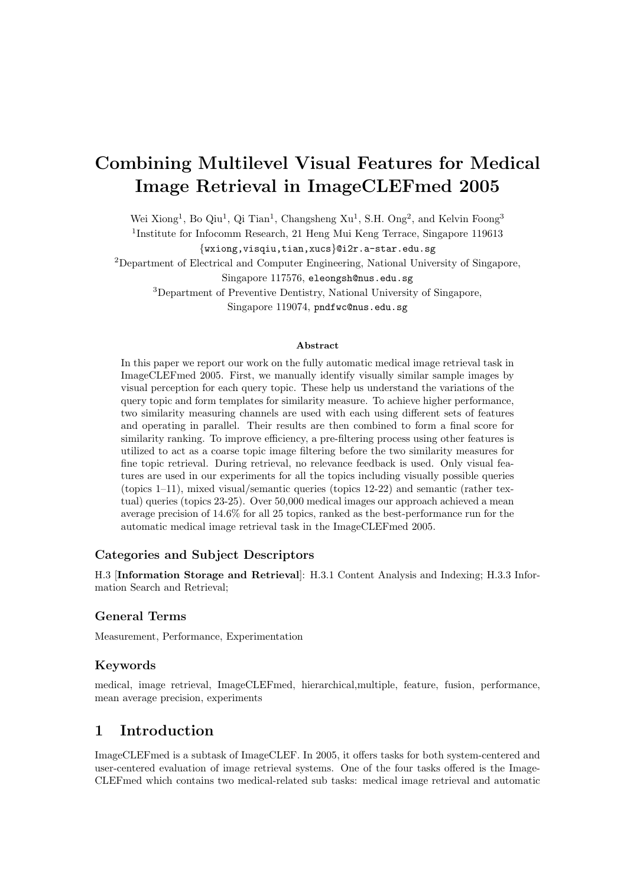# Combining Multilevel Visual Features for Medical Image Retrieval in ImageCLEFmed 2005

Wei Xiong[1], Bo Qiu[1], Qi Tian[1], Changsheng Xu[1], S.H. Ong[2], and Kelvin Foong[3]

[1]Institute for Infocomm Research, 21 Heng Mui Keng Terrace, Singapore 119613
{wxiong,visqiu,tian,xucs}@i2r.a-star.edu.sg

[2]Department of Electrical and Computer Engineering, National University of Singapore, Singapore 117576, eleongsh@nus.edu.sg

[3]Department of Preventive Dentistry, National University of Singapore, Singapore 119074, pndfwc@nus.edu.sg

### Abstract

In this paper we report our work on the fully automatic medical image retrieval task in ImageCLEFmed 2005. First, we manually identify visually similar sample images by visual perception for each query topic. These help us understand the variations of the query topic and form templates for similarity measure. To achieve higher performance, two similarity measuring channels are used with each using different sets of features and operating in parallel. Their results are then combined to form a final score for similarity ranking. To improve efficiency, a pre-filtering process using other features is utilized to act as a coarse topic image filtering before the two similarity measures for fine topic retrieval. During retrieval, no relevance feedback is used. Only visual features are used in our experiments for all the topics including visually possible queries (topics 1–11), mixed visual/semantic queries (topics 12-22) and semantic (rather textual) queries (topics 23-25). Over 50,000 medical images our approach achieved a mean average precision of 14.6% for all 25 topics, ranked as the best-performance run for the automatic medical image retrieval task in the ImageCLEFmed 2005.

## Categories and Subject Descriptors

H.3 [**Information Storage and Retrieval**]: H.3.1 Content Analysis and Indexing; H.3.3 Information Search and Retrieval;

## General Terms

Measurement, Performance, Experimentation

## Keywords

medical, image retrieval, ImageCLEFmed, hierarchical,multiple, feature, fusion, performance, mean average precision, experiments

## 1 Introduction

ImageCLEFmed is a subtask of ImageCLEF. In 2005, it offers tasks for both system-centered and user-centered evaluation of image retrieval systems. One of the four tasks offered is the ImageCLEFmed which contains two medical-related sub tasks: medical image retrieval and automatic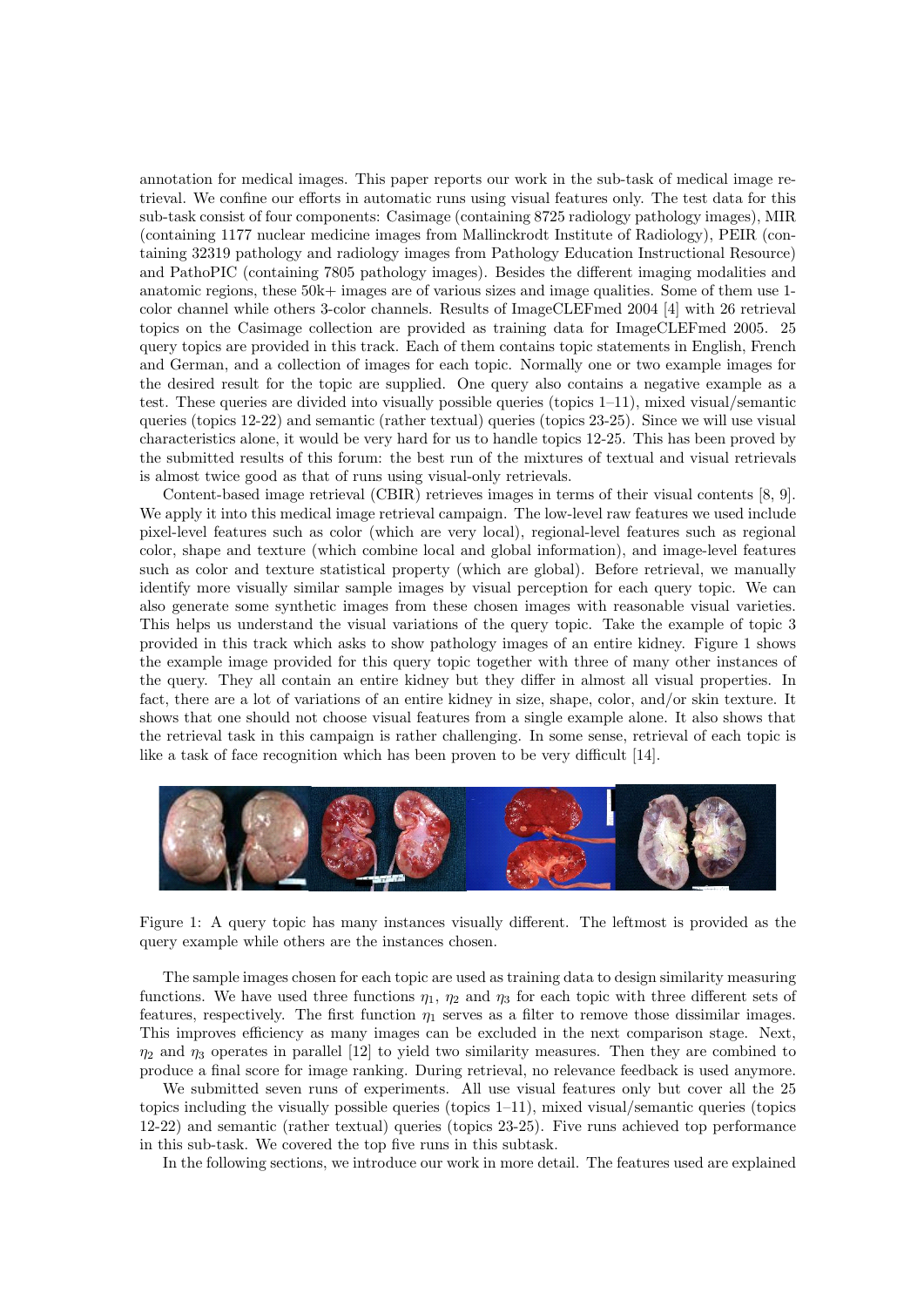annotation for medical images. This paper reports our work in the sub-task of medical image retrieval. We confine our efforts in automatic runs using visual features only. The test data for this sub-task consist of four components: Casimage (containing 8725 radiology pathology images), MIR (containing 1177 nuclear medicine images from Mallinckrodt Institute of Radiology), PEIR (containing 32319 pathology and radiology images from Pathology Education Instructional Resource) and PathoPIC (containing 7805 pathology images). Besides the different imaging modalities and anatomic regions, these 50k+ images are of various sizes and image qualities. Some of them use 1-color channel while others 3-color channels. Results of ImageCLEFmed 2004 [4] with 26 retrieval topics on the Casimage collection are provided as training data for ImageCLEFmed 2005. 25 query topics are provided in this track. Each of them contains topic statements in English, French and German, and a collection of images for each topic. Normally one or two example images for the desired result for the topic are supplied. One query also contains a negative example as a test. These queries are divided into visually possible queries (topics 1–11), mixed visual/semantic queries (topics 12-22) and semantic (rather textual) queries (topics 23-25). Since we will use visual characteristics alone, it would be very hard for us to handle topics 12-25. This has been proved by the submitted results of this forum: the best run of the mixtures of textual and visual retrievals is almost twice good as that of runs using visual-only retrievals.

Content-based image retrieval (CBIR) retrieves images in terms of their visual contents [8, 9]. We apply it into this medical image retrieval campaign. The low-level raw features we used include pixel-level features such as color (which are very local), regional-level features such as regional color, shape and texture (which combine local and global information), and image-level features such as color and texture statistical property (which are global). Before retrieval, we manually identify more visually similar sample images by visual perception for each query topic. We can also generate some synthetic images from these chosen images with reasonable visual varieties. This helps us understand the visual variations of the query topic. Take the example of topic 3 provided in this track which asks to show pathology images of an entire kidney. Figure 1 shows the example image provided for this query topic together with three of many other instances of the query. They all contain an entire kidney but they differ in almost all visual properties. In fact, there are a lot of variations of an entire kidney in size, shape, color, and/or skin texture. It shows that one should not choose visual features from a single example alone. It also shows that the retrieval task in this campaign is rather challenging. In some sense, retrieval of each topic is like a task of face recognition which has been proven to be very difficult [14].

Figure 1: A query topic has many instances visually different. The leftmost is provided as the query example while others are the instances chosen.

The sample images chosen for each topic are used as training data to design similarity measuring functions. We have used three functions $\eta_1$, $\eta_2$ and $\eta_3$ for each topic with three different sets of features, respectively. The first function $\eta_1$ serves as a filter to remove those dissimilar images. This improves efficiency as many images can be excluded in the next comparison stage. Next, $\eta_2$ and $\eta_3$ operates in parallel [12] to yield two similarity measures. Then they are combined to produce a final score for image ranking. During retrieval, no relevance feedback is used anymore.

We submitted seven runs of experiments. All use visual features only but cover all the 25 topics including the visually possible queries (topics 1–11), mixed visual/semantic queries (topics 12-22) and semantic (rather textual) queries (topics 23-25). Five runs achieved top performance in this sub-task. We covered the top five runs in this subtask.

In the following sections, we introduce our work in more detail. The features used are explained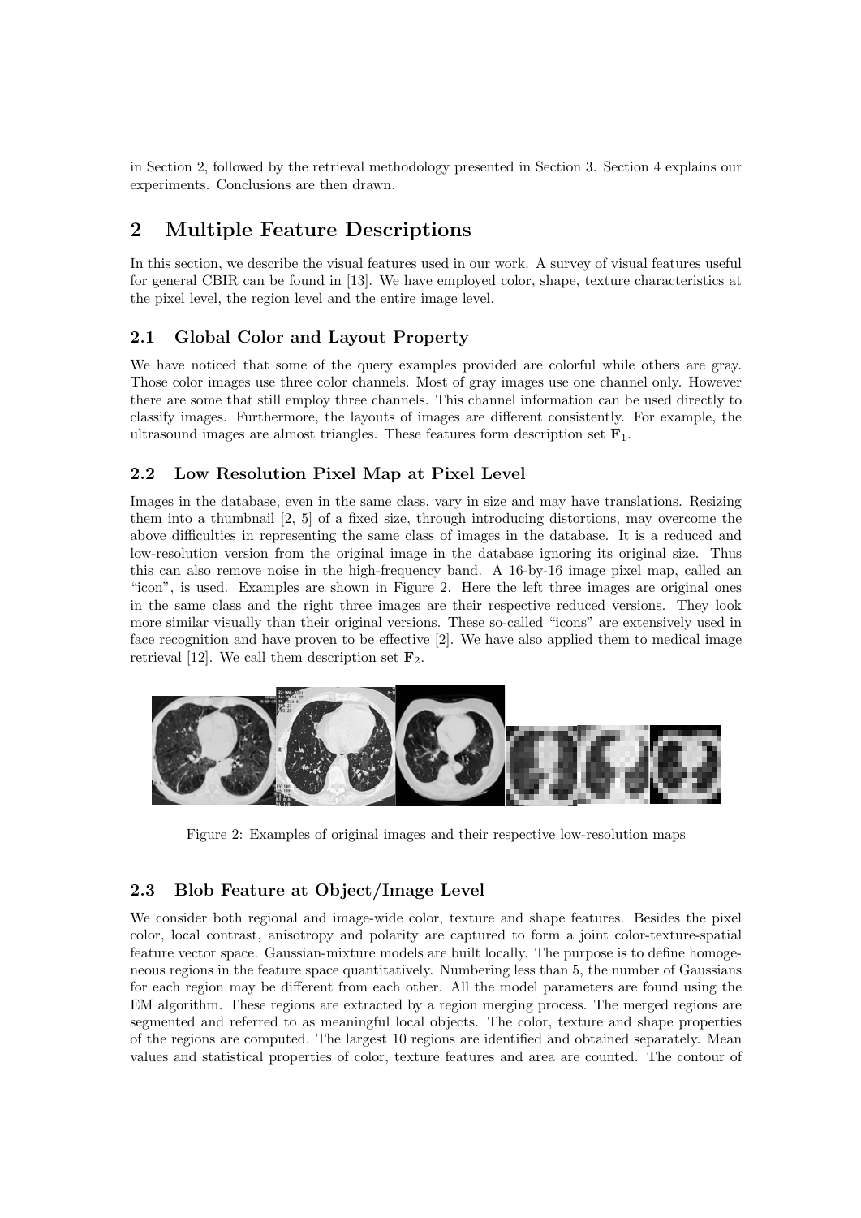in Section 2, followed by the retrieval methodology presented in Section 3. Section 4 explains our experiments. Conclusions are then drawn.

# 2 Multiple Feature Descriptions

In this section, we describe the visual features used in our work. A survey of visual features useful for general CBIR can be found in [13]. We have employed color, shape, texture characteristics at the pixel level, the region level and the entire image level.

## 2.1 Global Color and Layout Property

We have noticed that some of the query examples provided are colorful while others are gray. Those color images use three color channels. Most of gray images use one channel only. However there are some that still employ three channels. This channel information can be used directly to classify images. Furthermore, the layouts of images are different consistently. For example, the ultrasound images are almost triangles. These features form description set $\mathbf{F}_1$.

## 2.2 Low Resolution Pixel Map at Pixel Level

Images in the database, even in the same class, vary in size and may have translations. Resizing them into a thumbnail [2, 5] of a fixed size, through introducing distortions, may overcome the above difficulties in representing the same class of images in the database. It is a reduced and low-resolution version from the original image in the database ignoring its original size. Thus this can also remove noise in the high-frequency band. A 16-by-16 image pixel map, called an "icon", is used. Examples are shown in Figure 2. Here the left three images are original ones in the same class and the right three images are their respective reduced versions. They look more similar visually than their original versions. These so-called "icons" are extensively used in face recognition and have proven to be effective [2]. We have also applied them to medical image retrieval [12]. We call them description set $\mathbf{F}_2$.

Figure 2: Examples of original images and their respective low-resolution maps

## 2.3 Blob Feature at Object/Image Level

We consider both regional and image-wide color, texture and shape features. Besides the pixel color, local contrast, anisotropy and polarity are captured to form a joint color-texture-spatial feature vector space. Gaussian-mixture models are built locally. The purpose is to define homogeneous regions in the feature space quantitatively. Numbering less than 5, the number of Gaussians for each region may be different from each other. All the model parameters are found using the EM algorithm. These regions are extracted by a region merging process. The merged regions are segmented and referred to as meaningful local objects. The color, texture and shape properties of the regions are computed. The largest 10 regions are identified and obtained separately. Mean values and statistical properties of color, texture features and area are counted. The contour of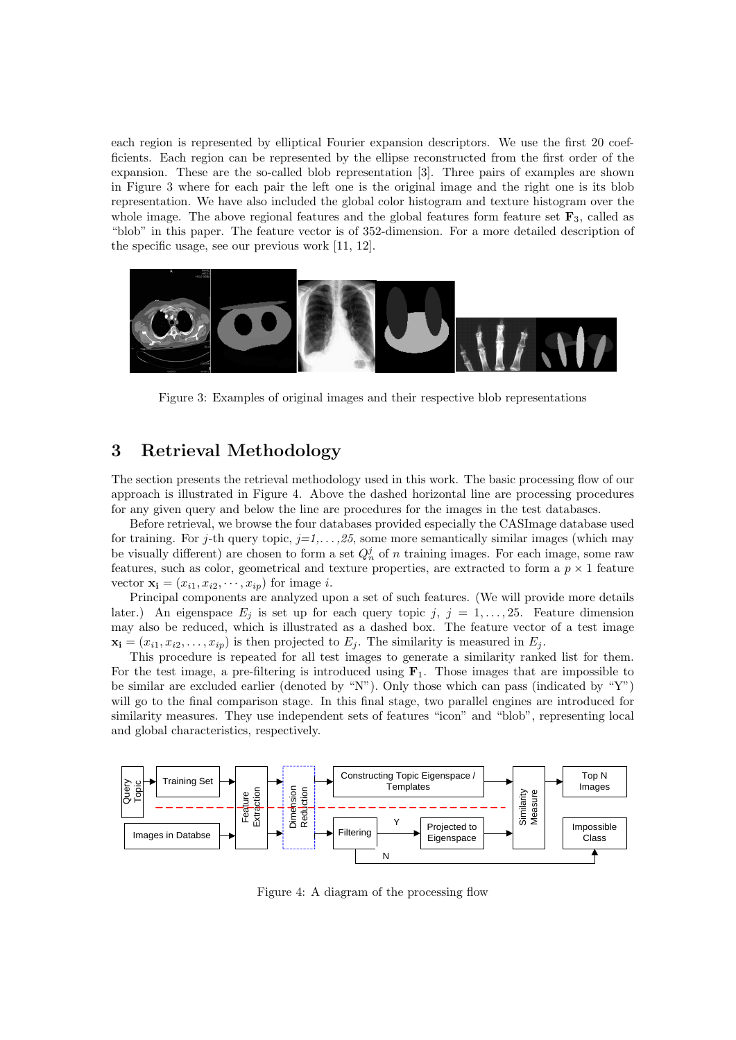each region is represented by elliptical Fourier expansion descriptors. We use the first 20 coefficients. Each region can be represented by the ellipse reconstructed from the first order of the expansion. These are the so-called blob representation [3]. Three pairs of examples are shown in Figure 3 where for each pair the left one is the original image and the right one is its blob representation. We have also included the global color histogram and texture histogram over the whole image. The above regional features and the global features form feature set $\mathbf{F}_3$, called as "blob" in this paper. The feature vector is of 352-dimension. For a more detailed description of the specific usage, see our previous work [11, 12].

Figure 3: Examples of original images and their respective blob representations

## 3 Retrieval Methodology

The section presents the retrieval methodology used in this work. The basic processing flow of our approach is illustrated in Figure 4. Above the dashed horizontal line are processing procedures for any given query and below the line are procedures for the images in the test databases.

Before retrieval, we browse the four databases provided especially the CASImage database used for training. For $j$-th query topic, $j$=*1,...,25*, some more semantically similar images (which may be visually different) are chosen to form a set $Q_n^j$ of $n$ training images. For each image, some raw features, such as color, geometrical and texture properties, are extracted to form a $p \times 1$ feature vector $\mathbf{x_i} = (x_{i1}, x_{i2}, \cdots, x_{ip})$ for image $i$.

Principal components are analyzed upon a set of such features. (We will provide more details later.) An eigenspace $E_j$ is set up for each query topic $j$, $j = 1, \ldots, 25$. Feature dimension may also be reduced, which is illustrated as a dashed box. The feature vector of a test image $\mathbf{x_i} = (x_{i1}, x_{i2}, \ldots, x_{ip})$ is then projected to $E_j$. The similarity is measured in $E_j$.

This procedure is repeated for all test images to generate a similarity ranked list for them. For the test image, a pre-filtering is introduced using $\mathbf{F}_1$. Those images that are impossible to be similar are excluded earlier (denoted by "N"). Only those which can pass (indicated by "Y") will go to the final comparison stage. In this final stage, two parallel engines are introduced for similarity measures. They use independent sets of features "icon" and "blob", representing local and global characteristics, respectively.

Figure 4: A diagram of the processing flow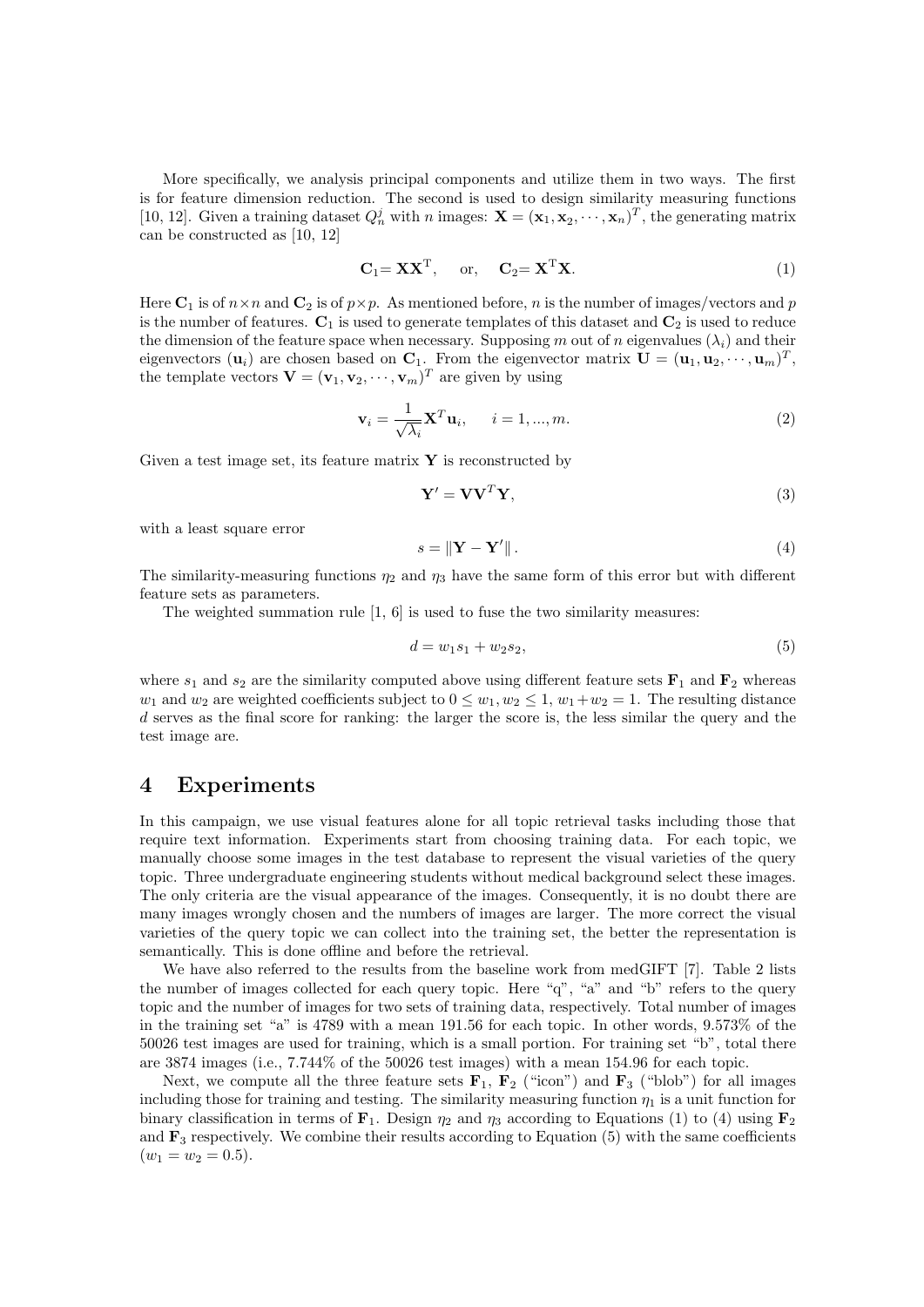More specifically, we analysis principal components and utilize them in two ways. The first is for feature dimension reduction. The second is used to design similarity measuring functions [10, 12]. Given a training dataset $Q_n^j$ with $n$ images: $\mathbf{X} = (\mathbf{x}_1, \mathbf{x}_2, \cdots, \mathbf{x}_n)^T$, the generating matrix can be constructed as [10, 12]

$$\mathbf{C}_1 = \mathbf{X}\mathbf{X}^{\mathrm{T}}, \quad \text{or,} \quad \mathbf{C}_2 = \mathbf{X}^{\mathrm{T}}\mathbf{X}. \tag{1}$$

Here $\mathbf{C}_1$ is of $n \times n$ and $\mathbf{C}_2$ is of $p \times p$. As mentioned before, $n$ is the number of images/vectors and $p$ is the number of features. $\mathbf{C}_1$ is used to generate templates of this dataset and $\mathbf{C}_2$ is used to reduce the dimension of the feature space when necessary. Supposing $m$ out of $n$ eigenvalues ($\lambda_i$) and their eigenvectors ($\mathbf{u}_i$) are chosen based on $\mathbf{C}_1$. From the eigenvector matrix $\mathbf{U} = (\mathbf{u}_1, \mathbf{u}_2, \cdots, \mathbf{u}_m)^T$, the template vectors $\mathbf{V} = (\mathbf{v}_1, \mathbf{v}_2, \cdots, \mathbf{v}_m)^T$ are given by using

$$\mathbf{v}_i = \frac{1}{\sqrt{\lambda_i}} \mathbf{X}^T \mathbf{u}_i, \quad i = 1, ..., m. \tag{2}$$

Given a test image set, its feature matrix $\mathbf{Y}$ is reconstructed by

$$\mathbf{Y}' = \mathbf{V}\mathbf{V}^T\mathbf{Y}, \tag{3}$$

with a least square error

$$s = \|\mathbf{Y} - \mathbf{Y}'\|. \tag{4}$$

The similarity-measuring functions $\eta_2$ and $\eta_3$ have the same form of this error but with different feature sets as parameters.

The weighted summation rule [1, 6] is used to fuse the two similarity measures:

$$d = w_1 s_1 + w_2 s_2, \tag{5}$$

where $s_1$ and $s_2$ are the similarity computed above using different feature sets $\mathbf{F}_1$ and $\mathbf{F}_2$ whereas $w_1$ and $w_2$ are weighted coefficients subject to $0 \le w_1, w_2 \le 1$, $w_1 + w_2 = 1$. The resulting distance $d$ serves as the final score for ranking: the larger the score is, the less similar the query and the test image are.

## 4 Experiments

In this campaign, we use visual features alone for all topic retrieval tasks including those that require text information. Experiments start from choosing training data. For each topic, we manually choose some images in the test database to represent the visual varieties of the query topic. Three undergraduate engineering students without medical background select these images. The only criteria are the visual appearance of the images. Consequently, it is no doubt there are many images wrongly chosen and the numbers of images are larger. The more correct the visual varieties of the query topic we can collect into the training set, the better the representation is semantically. This is done offline and before the retrieval.

We have also referred to the results from the baseline work from medGIFT [7]. Table 2 lists the number of images collected for each query topic. Here "q", "a" and "b" refers to the query topic and the number of images for two sets of training data, respectively. Total number of images in the training set "a" is 4789 with a mean 191.56 for each topic. In other words, 9.573% of the 50026 test images are used for training, which is a small portion. For training set "b", total there are 3874 images (i.e., 7.744% of the 50026 test images) with a mean 154.96 for each topic.

Next, we compute all the three feature sets $\mathbf{F}_1$, $\mathbf{F}_2$ ("icon") and $\mathbf{F}_3$ ("blob") for all images including those for training and testing. The similarity measuring function $\eta_1$ is a unit function for binary classification in terms of $\mathbf{F}_1$. Design $\eta_2$ and $\eta_3$ according to Equations (1) to (4) using $\mathbf{F}_2$ and $\mathbf{F}_3$ respectively. We combine their results according to Equation (5) with the same coefficients ($w_1 = w_2 = 0.5$).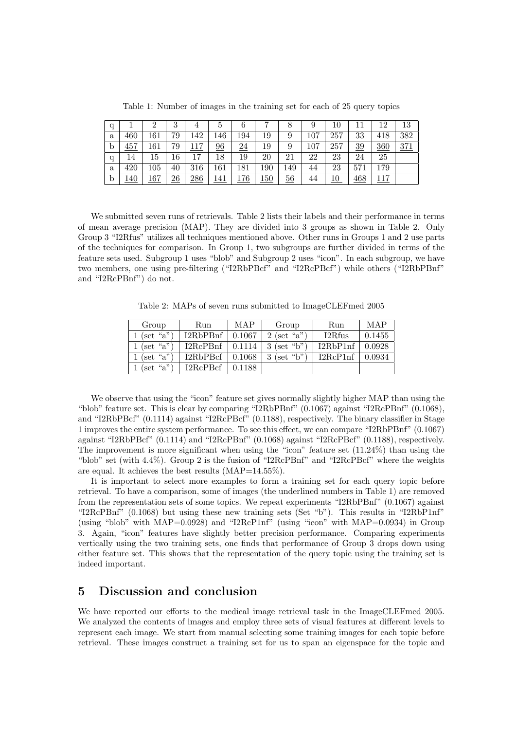Table 1: Number of images in the training set for each of 25 query topics

| q | 1 | 2 | 3 | 4 | 5 | 6 | 7 | 8 | 9 | 10 | 11 | 12 | 13 |
|---|---|---|---|---|---|---|---|---|---|---|---|---|---|
| a | 460 | 161 | 79 | 142 | 146 | 194 | 19 | 9 | 107 | 257 | 33 | 418 | 382 |
| b | <u>457</u> | 161 | 79 | <u>117</u> | <u>96</u> | <u>24</u> | 19 | 9 | 107 | 257 | <u>39</u> | <u>360</u> | <u>371</u> |
| q | 14 | 15 | 16 | 17 | 18 | 19 | 20 | 21 | 22 | 23 | 24 | 25 | |
| a | 420 | 105 | 40 | 316 | 161 | 181 | 190 | 149 | 44 | 23 | 571 | 179 | |
| b | <u>140</u> | <u>167</u> | <u>26</u> | <u>286</u> | <u>141</u> | <u>176</u> | <u>150</u> | <u>56</u> | 44 | <u>10</u> | <u>468</u> | <u>117</u> | |

We submitted seven runs of retrievals. Table 2 lists their labels and their performance in terms of mean average precision (MAP). They are divided into 3 groups as shown in Table 2. Only Group 3 "I2Rfus" utilizes all techniques mentioned above. Other runs in Groups 1 and 2 use parts of the techniques for comparison. In Group 1, two subgroups are further divided in terms of the feature sets used. Subgroup 1 uses "blob" and Subgroup 2 uses "icon". In each subgroup, we have two members, one using pre-filtering ("I2RbPBcf" and "I2RcPBcf") while others ("I2RbPBnf" and "I2RcPBnf") do not.

Table 2: MAPs of seven runs submitted to ImageCLEFmed 2005

| Group | Run | MAP | Group | Run | MAP |
|---|---|---|---|---|---|
| 1 (set "a") | I2RbPBnf | 0.1067 | 2 (set "a") | I2Rfus | 0.1455 |
| 1 (set "a") | I2RcPBnf | 0.1114 | 3 (set "b") | I2RbP1nf | 0.0928 |
| 1 (set "a") | I2RbPBcf | 0.1068 | 3 (set "b") | I2RcP1nf | 0.0934 |
| 1 (set "a") | I2RcPBcf | 0.1188 | | | |

We observe that using the "icon" feature set gives normally slightly higher MAP than using the "blob" feature set. This is clear by comparing "I2RbPBnf" (0.1067) against "I2RcPBnf" (0.1068), and "I2RbPBcf" (0.1114) against "I2RcPBcf" (0.1188), respectively. The binary classifier in Stage 1 improves the entire system performance. To see this effect, we can compare "I2RbPBnf" (0.1067) against "I2RbPBcf" (0.1114) and "I2RcPBnf" (0.1068) against "I2RcPBcf" (0.1188), respectively. The improvement is more significant when using the "icon" feature set (11.24%) than using the "blob" set (with 4.4%). Group 2 is the fusion of "I2RcPBnf" and "I2RcPBcf" where the weights are equal. It achieves the best results (MAP=14.55%).

It is important to select more examples to form a training set for each query topic before retrieval. To have a comparison, some of images (the underlined numbers in Table 1) are removed from the representation sets of some topics. We repeat experiments "I2RbPBnf" (0.1067) against "I2RcPBnf" (0.1068) but using these new training sets (Set "b"). This results in "I2RbP1nf" (using "blob" with MAP=0.0928) and "I2RcP1nf" (using "icon" with MAP=0.0934) in Group 3. Again, "icon" features have slightly better precision performance. Comparing experiments vertically using the two training sets, one finds that performance of Group 3 drops down using either feature set. This shows that the representation of the query topic using the training set is indeed important.

## 5 Discussion and conclusion

We have reported our efforts to the medical image retrieval task in the ImageCLEFmed 2005. We analyzed the contents of images and employ three sets of visual features at different levels to represent each image. We start from manual selecting some training images for each topic before retrieval. These images construct a training set for us to span an eigenspace for the topic and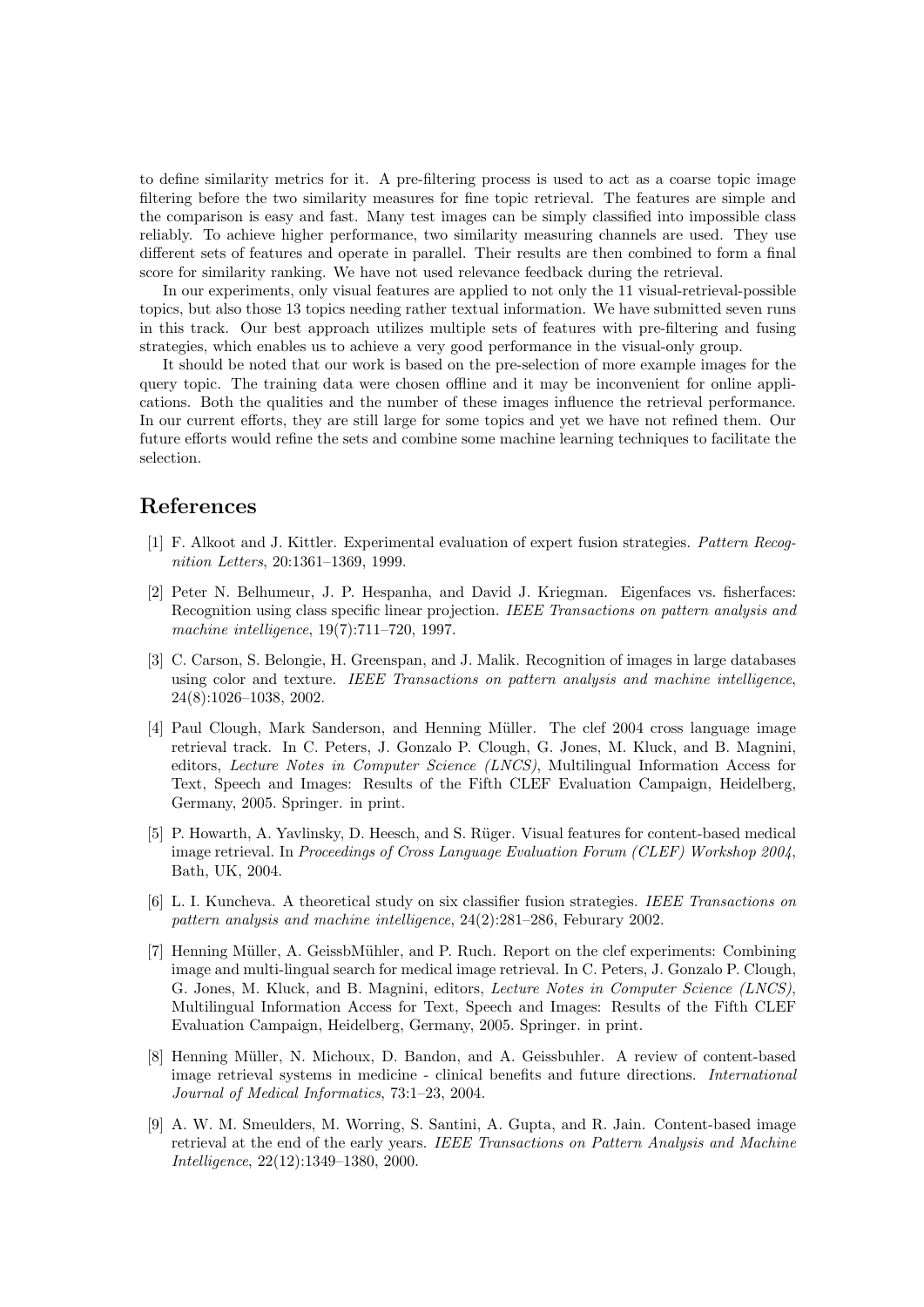to define similarity metrics for it. A pre-filtering process is used to act as a coarse topic image filtering before the two similarity measures for fine topic retrieval. The features are simple and the comparison is easy and fast. Many test images can be simply classified into impossible class reliably. To achieve higher performance, two similarity measuring channels are used. They use different sets of features and operate in parallel. Their results are then combined to form a final score for similarity ranking. We have not used relevance feedback during the retrieval.

In our experiments, only visual features are applied to not only the 11 visual-retrieval-possible topics, but also those 13 topics needing rather textual information. We have submitted seven runs in this track. Our best approach utilizes multiple sets of features with pre-filtering and fusing strategies, which enables us to achieve a very good performance in the visual-only group.

It should be noted that our work is based on the pre-selection of more example images for the query topic. The training data were chosen offline and it may be inconvenient for online applications. Both the qualities and the number of these images influence the retrieval performance. In our current efforts, they are still large for some topics and yet we have not refined them. Our future efforts would refine the sets and combine some machine learning techniques to facilitate the selection.

# References

[1] F. Alkoot and J. Kittler. Experimental evaluation of expert fusion strategies. *Pattern Recognition Letters*, 20:1361–1369, 1999.

[2] Peter N. Belhumeur, J. P. Hespanha, and David J. Kriegman. Eigenfaces vs. fisherfaces: Recognition using class specific linear projection. *IEEE Transactions on pattern analysis and machine intelligence*, 19(7):711–720, 1997.

[3] C. Carson, S. Belongie, H. Greenspan, and J. Malik. Recognition of images in large databases using color and texture. *IEEE Transactions on pattern analysis and machine intelligence*, 24(8):1026–1038, 2002.

[4] Paul Clough, Mark Sanderson, and Henning Müller. The clef 2004 cross language image retrieval track. In C. Peters, J. Gonzalo P. Clough, G. Jones, M. Kluck, and B. Magnini, editors, *Lecture Notes in Computer Science (LNCS)*, Multilingual Information Access for Text, Speech and Images: Results of the Fifth CLEF Evaluation Campaign, Heidelberg, Germany, 2005. Springer. in print.

[5] P. Howarth, A. Yavlinsky, D. Heesch, and S. Rüger. Visual features for content-based medical image retrieval. In *Proceedings of Cross Language Evaluation Forum (CLEF) Workshop 2004*, Bath, UK, 2004.

[6] L. I. Kuncheva. A theoretical study on six classifier fusion strategies. *IEEE Transactions on pattern analysis and machine intelligence*, 24(2):281–286, Feburary 2002.

[7] Henning Müller, A. GeissbMühler, and P. Ruch. Report on the clef experiments: Combining image and multi-lingual search for medical image retrieval. In C. Peters, J. Gonzalo P. Clough, G. Jones, M. Kluck, and B. Magnini, editors, *Lecture Notes in Computer Science (LNCS)*, Multilingual Information Access for Text, Speech and Images: Results of the Fifth CLEF Evaluation Campaign, Heidelberg, Germany, 2005. Springer. in print.

[8] Henning Müller, N. Michoux, D. Bandon, and A. Geissbuhler. A review of content-based image retrieval systems in medicine - clinical benefits and future directions. *International Journal of Medical Informatics*, 73:1–23, 2004.

[9] A. W. M. Smeulders, M. Worring, S. Santini, A. Gupta, and R. Jain. Content-based image retrieval at the end of the early years. *IEEE Transactions on Pattern Analysis and Machine Intelligence*, 22(12):1349–1380, 2000.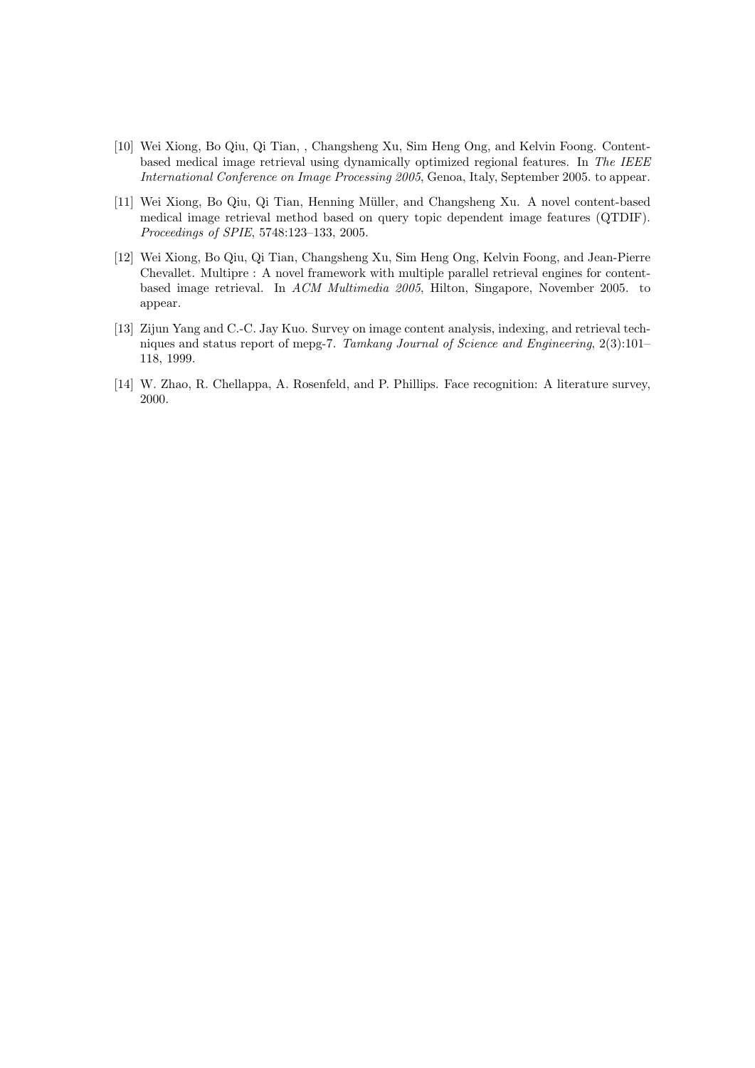[10] Wei Xiong, Bo Qiu, Qi Tian, , Changsheng Xu, Sim Heng Ong, and Kelvin Foong. Content-based medical image retrieval using dynamically optimized regional features. In *The IEEE International Conference on Image Processing 2005*, Genoa, Italy, September 2005. to appear.

[11] Wei Xiong, Bo Qiu, Qi Tian, Henning Müller, and Changsheng Xu. A novel content-based medical image retrieval method based on query topic dependent image features (QTDIF). *Proceedings of SPIE*, 5748:123–133, 2005.

[12] Wei Xiong, Bo Qiu, Qi Tian, Changsheng Xu, Sim Heng Ong, Kelvin Foong, and Jean-Pierre Chevallet. Multipre : A novel framework with multiple parallel retrieval engines for content-based image retrieval. In *ACM Multimedia 2005*, Hilton, Singapore, November 2005. to appear.

[13] Zijun Yang and C.-C. Jay Kuo. Survey on image content analysis, indexing, and retrieval techniques and status report of mepg-7. *Tamkang Journal of Science and Engineering*, 2(3):101–118, 1999.

[14] W. Zhao, R. Chellappa, A. Rosenfeld, and P. Phillips. Face recognition: A literature survey, 2000.